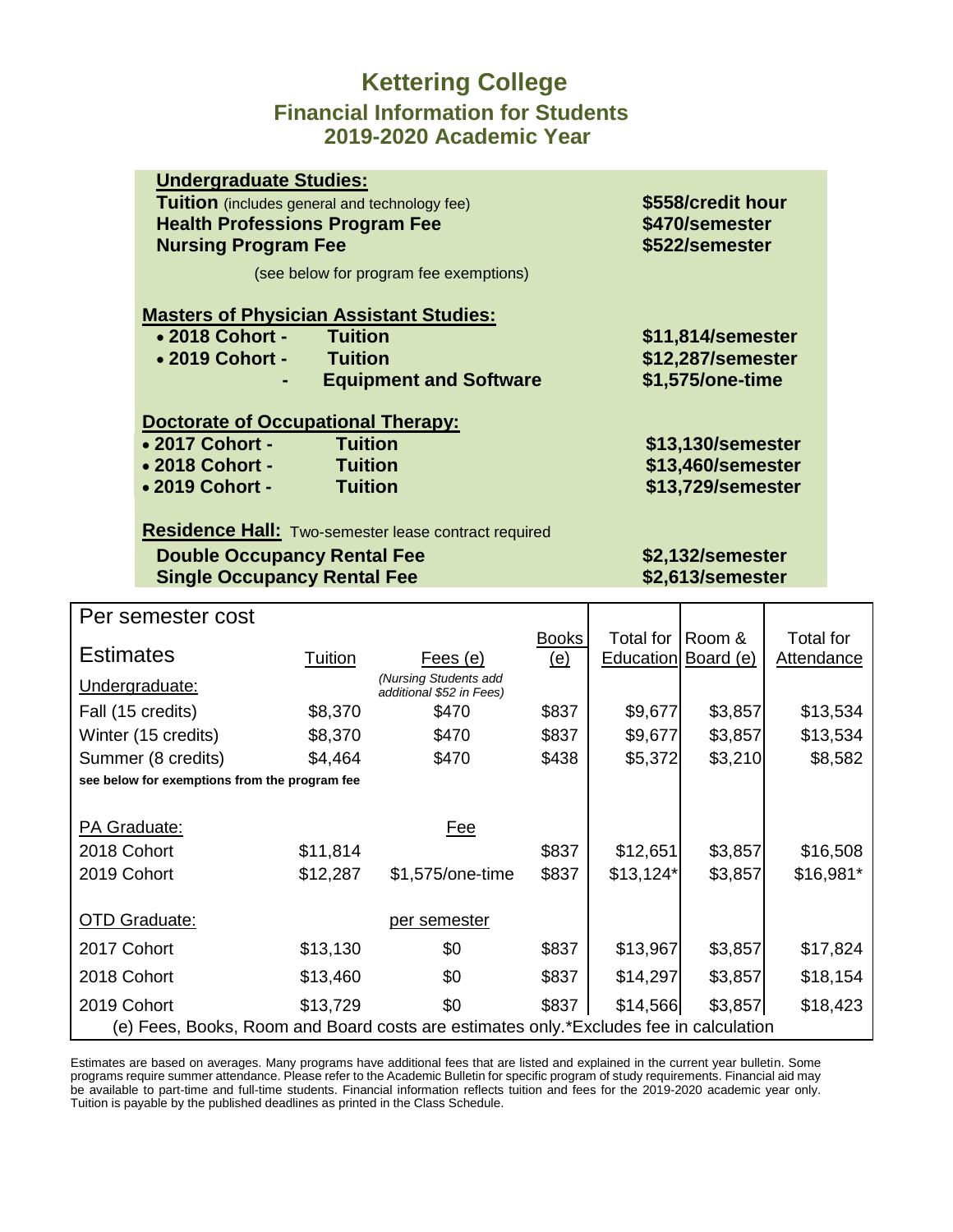# Kettering College

## Financial Information for Students
## 2019-2020 Academic Year

**Undergraduate Studies:**

| | |
|---|---|
| **Tuition** (includes general and technology fee) | **$558/credit hour** |
| **Health Professions Program Fee** | **$470/semester** |
| **Nursing Program Fee** | **$522/semester** |

(see below for program fee exemptions)

**Masters of Physician Assistant Studies:**

| | | |
|---|---|---|
| • **2018 Cohort -** | **Tuition** | **$11,814/semester** |
| • **2019 Cohort -** | **Tuition** | **$12,287/semester** |
| **-** | **Equipment and Software** | **$1,575/one-time** |

**Doctorate of Occupational Therapy:**

| | | |
|---|---|---|
| • **2017 Cohort -** | **Tuition** | **$13,130/semester** |
| • **2018 Cohort -** | **Tuition** | **$13,460/semester** |
| • **2019 Cohort -** | **Tuition** | **$13,729/semester** |

**Residence Hall:** Two-semester lease contract required

| | |
|---|---|
| **Double Occupancy Rental Fee** | **$2,132/semester** |
| **Single Occupancy Rental Fee** | **$2,613/semester** |

| Per semester cost Estimates | Tuition | Fees (e) | Books (e) | Total for Education | Room & Board (e) | Total for Attendance |
|---|---|---|---|---|---|---|
| Undergraduate: | | (Nursing Students add additional $52 in Fees) | | | | |
| Fall (15 credits) | $8,370 | $470 | $837 | $9,677 | $3,857 | $13,534 |
| Winter (15 credits) | $8,370 | $470 | $837 | $9,677 | $3,857 | $13,534 |
| Summer (8 credits) | $4,464 | $470 | $438 | $5,372 | $3,210 | $8,582 |
| **see below for exemptions from the program fee** | | | | | | |
| PA Graduate: | | Fee | | | | |
| 2018 Cohort | $11,814 | | $837 | $12,651 | $3,857 | $16,508 |
| 2019 Cohort | $12,287 | $1,575/one-time | $837 | $13,124* | $3,857 | $16,981* |
| OTD Graduate: | | per semester | | | | |
| 2017 Cohort | $13,130 | $0 | $837 | $13,967 | $3,857 | $17,824 |
| 2018 Cohort | $13,460 | $0 | $837 | $14,297 | $3,857 | $18,154 |
| 2019 Cohort | $13,729 | $0 | $837 | $14,566 | $3,857 | $18,423 |

(e) Fees, Books, Room and Board costs are estimates only.*Excludes fee in calculation

Estimates are based on averages. Many programs have additional fees that are listed and explained in the current year bulletin. Some programs require summer attendance. Please refer to the Academic Bulletin for specific program of study requirements. Financial aid may be available to part-time and full-time students. Financial information reflects tuition and fees for the 2019-2020 academic year only. Tuition is payable by the published deadlines as printed in the Class Schedule.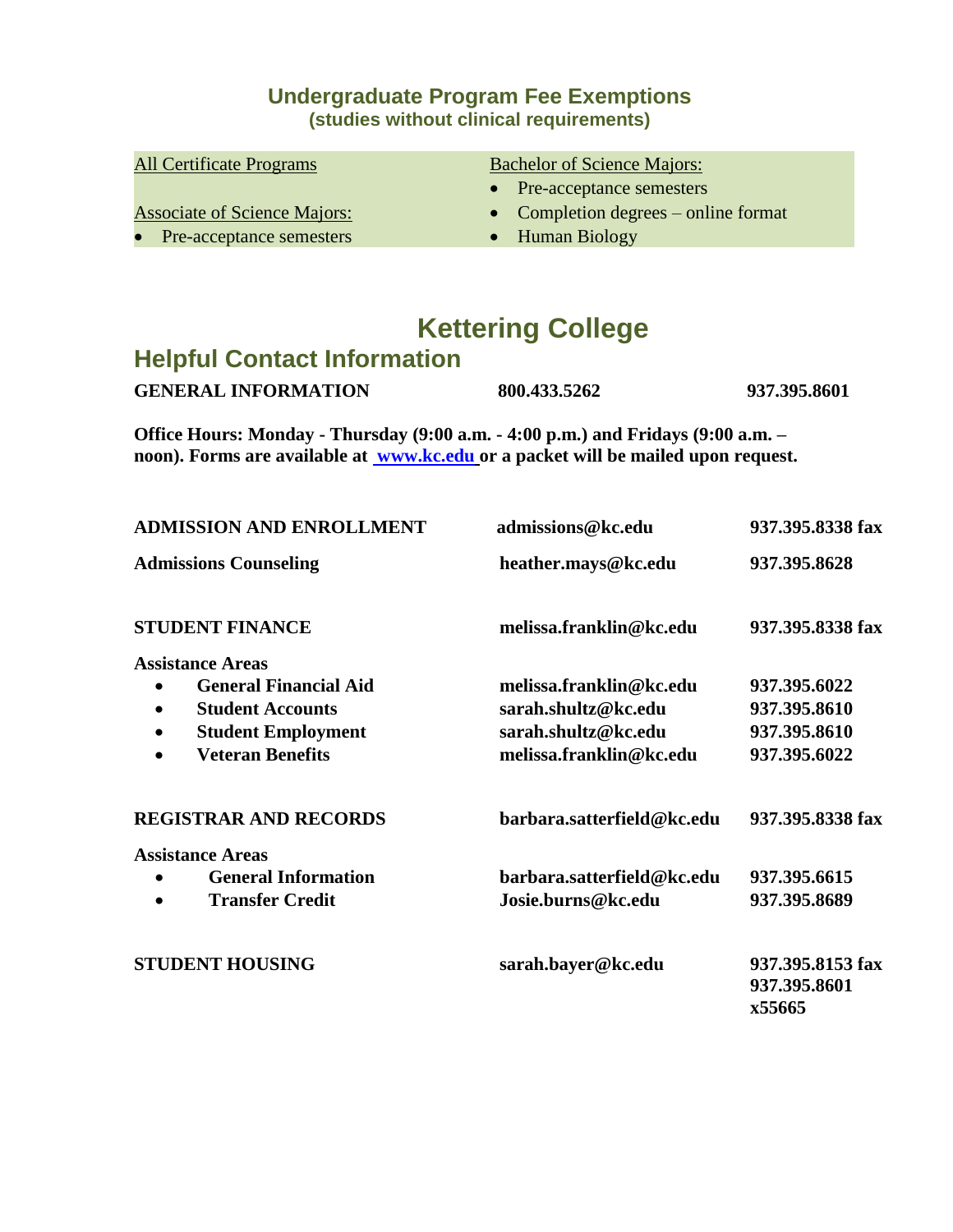### Undergraduate Program Fee Exemptions
**(studies without clinical requirements)**

All Certificate Programs

Associate of Science Majors:
- Pre-acceptance semesters

Bachelor of Science Majors:
- Pre-acceptance semesters
- Completion degrees – online format
- Human Biology

# Kettering College

## Helpful Contact Information

| | | |
|---|---|---|
| **GENERAL INFORMATION** | **800.433.5262** | **937.395.8601** |

**Office Hours: Monday - Thursday (9:00 a.m. - 4:00 p.m.) and Fridays (9:00 a.m. – noon). Forms are available at [www.kc.edu](http://www.kc.edu) or a packet will be mailed upon request.**

| | | |
|---|---|---|
| **ADMISSION AND ENROLLMENT** | **admissions@kc.edu** | **937.395.8338 fax** |
| **Admissions Counseling** | **heather.mays@kc.edu** | **937.395.8628** |
| **STUDENT FINANCE** | **melissa.franklin@kc.edu** | **937.395.8338 fax** |
| **Assistance Areas** | | |
| • **General Financial Aid** | **melissa.franklin@kc.edu** | **937.395.6022** |
| • **Student Accounts** | **sarah.shultz@kc.edu** | **937.395.8610** |
| • **Student Employment** | **sarah.shultz@kc.edu** | **937.395.8610** |
| • **Veteran Benefits** | **melissa.franklin@kc.edu** | **937.395.6022** |
| **REGISTRAR AND RECORDS** | **barbara.satterfield@kc.edu** | **937.395.8338 fax** |
| **Assistance Areas** | | |
| • **General Information** | **barbara.satterfield@kc.edu** | **937.395.6615** |
| • **Transfer Credit** | **Josie.burns@kc.edu** | **937.395.8689** |
| **STUDENT HOUSING** | **sarah.bayer@kc.edu** | **937.395.8153 fax**<br>**937.395.8601 x55665** |